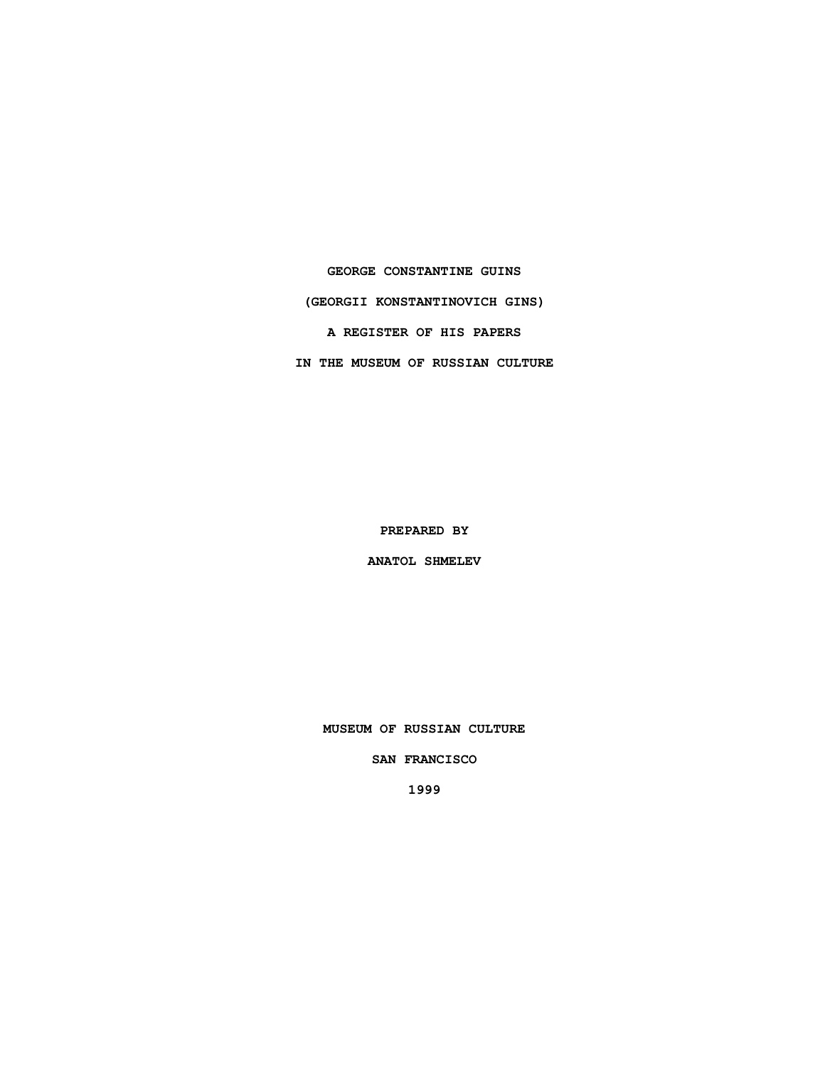# GEORGE CONSTANTINE GUINS

# (GEORGII KONSTANTINOVICH GINS)

# A REGISTER OF HIS PAPERS

# IN THE MUSEUM OF RUSSIAN CULTURE

**PREPARED BY**

**ANATOL SHMELEV**

**MUSEUM OF RUSSIAN CULTURE**

**SAN FRANCISCO**

**1999**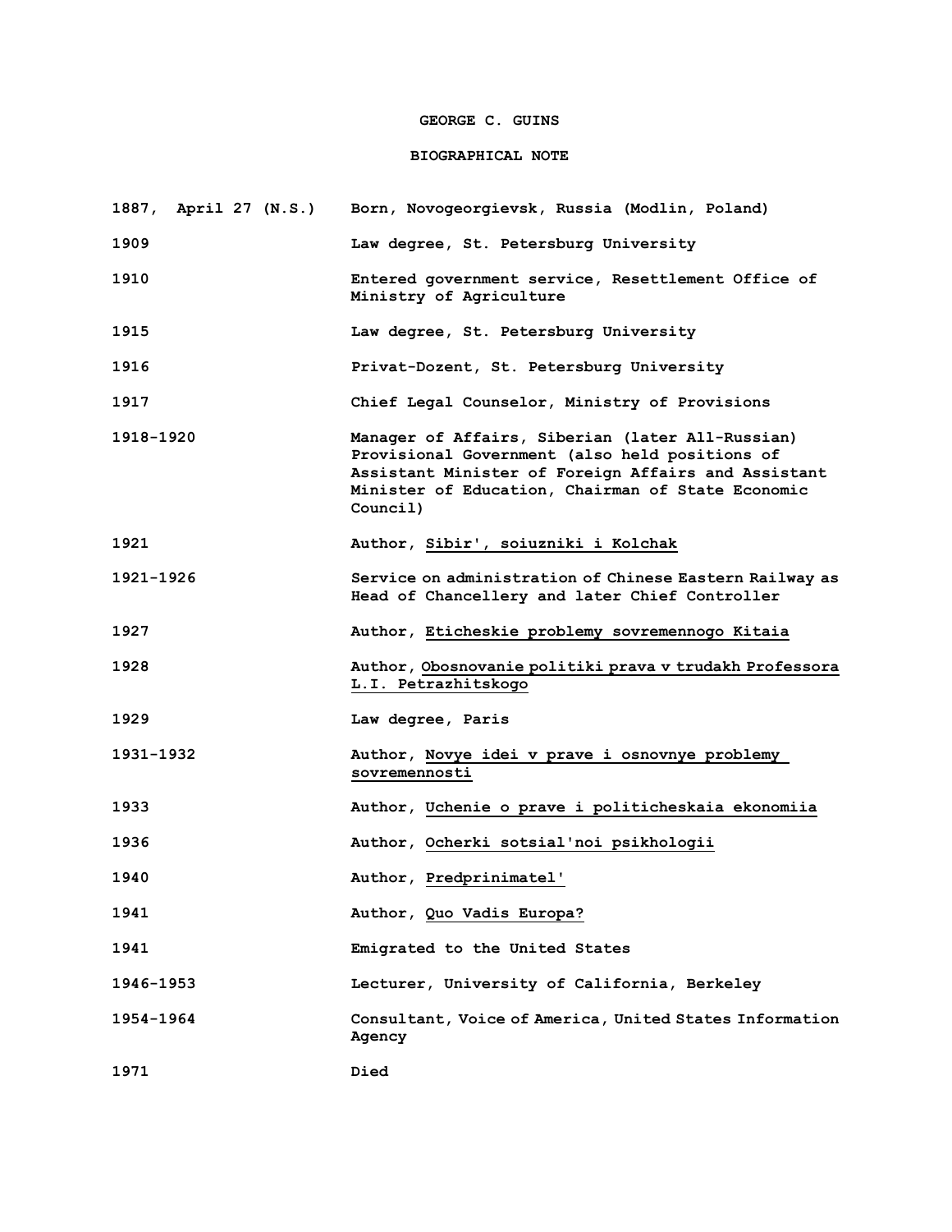# GEORGE C. GUINS

## BIOGRAPHICAL NOTE

| | |
|---|---|
| 1887, April 27 (N.S.) | Born, Novogeorgievsk, Russia (Modlin, Poland) |
| 1909 | Law degree, St. Petersburg University |
| 1910 | Entered government service, Resettlement Office of Ministry of Agriculture |
| 1915 | Law degree, St. Petersburg University |
| 1916 | Privat-Dozent, St. Petersburg University |
| 1917 | Chief Legal Counselor, Ministry of Provisions |
| 1918-1920 | Manager of Affairs, Siberian (later All-Russian) Provisional Government (also held positions of Assistant Minister of Foreign Affairs and Assistant Minister of Education, Chairman of State Economic Council) |
| 1921 | Author, _Sibir', soiuzniki i Kolchak_ |
| 1921-1926 | Service on administration of Chinese Eastern Railway as Head of Chancellery and later Chief Controller |
| 1927 | Author, _Eticheskie problemy sovremennogo Kitaia_ |
| 1928 | Author, _Obosnovanie politiki prava v trudakh Professora L.I. Petrazhitskogo_ |
| 1929 | Law degree, Paris |
| 1931-1932 | Author, _Novye idei v prave i osnovnye problemy sovremennosti_ |
| 1933 | Author, _Uchenie o prave i politicheskaia ekonomiia_ |
| 1936 | Author, _Ocherki sotsial'noi psikhologii_ |
| 1940 | Author, _Predprinimatel'_ |
| 1941 | Author, _Quo Vadis Europa?_ |
| 1941 | Emigrated to the United States |
| 1946-1953 | Lecturer, University of California, Berkeley |
| 1954-1964 | Consultant, Voice of America, United States Information Agency |
| 1971 | Died |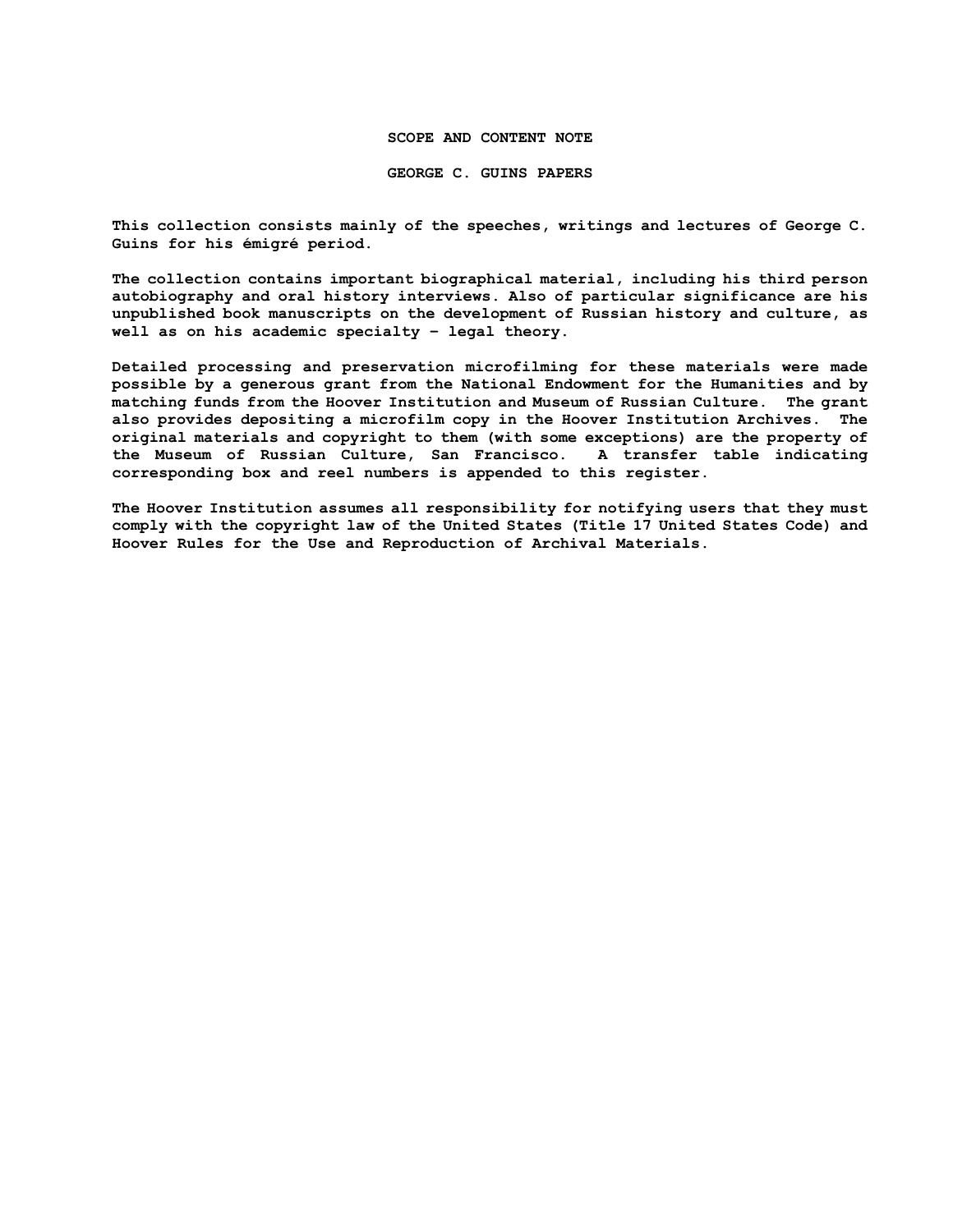## SCOPE AND CONTENT NOTE

## GEORGE C. GUINS PAPERS

This collection consists mainly of the speeches, writings and lectures of George C. Guins for his émigré period.

The collection contains important biographical material, including his third person autobiography and oral history interviews. Also of particular significance are his unpublished book manuscripts on the development of Russian history and culture, as well as on his academic specialty – legal theory.

Detailed processing and preservation microfilming for these materials were made possible by a generous grant from the National Endowment for the Humanities and by matching funds from the Hoover Institution and Museum of Russian Culture. The grant also provides depositing a microfilm copy in the Hoover Institution Archives. The original materials and copyright to them (with some exceptions) are the property of the Museum of Russian Culture, San Francisco. A transfer table indicating corresponding box and reel numbers is appended to this register.

The Hoover Institution assumes all responsibility for notifying users that they must comply with the copyright law of the United States (Title 17 United States Code) and Hoover Rules for the Use and Reproduction of Archival Materials.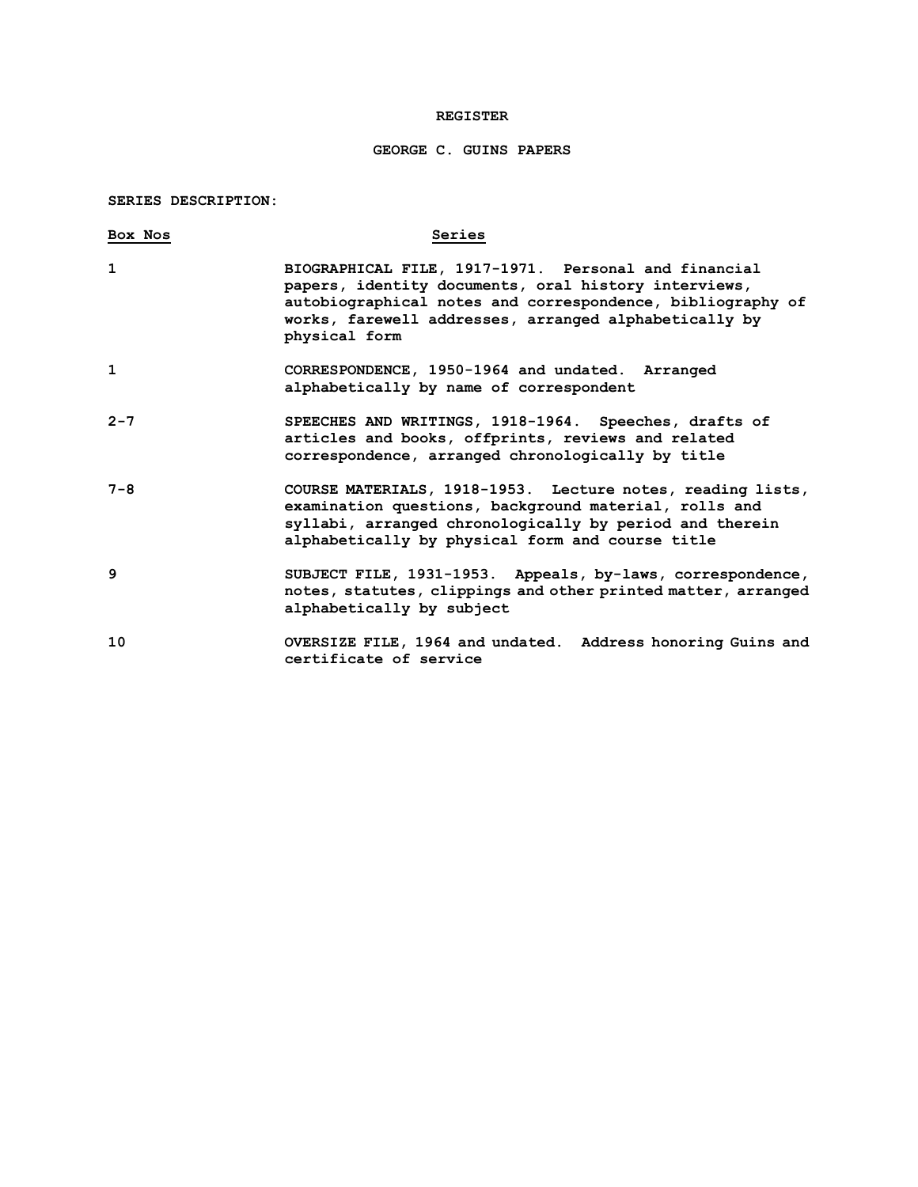# REGISTER

## GEORGE C. GUINS PAPERS

**SERIES DESCRIPTION:**

| Box Nos | Series |
|---|---|
| 1 | BIOGRAPHICAL FILE, 1917-1971. Personal and financial papers, identity documents, oral history interviews, autobiographical notes and correspondence, bibliography of works, farewell addresses, arranged alphabetically by physical form |
| 1 | CORRESPONDENCE, 1950-1964 and undated. Arranged alphabetically by name of correspondent |
| 2-7 | SPEECHES AND WRITINGS, 1918-1964. Speeches, drafts of articles and books, offprints, reviews and related correspondence, arranged chronologically by title |
| 7-8 | COURSE MATERIALS, 1918-1953. Lecture notes, reading lists, examination questions, background material, rolls and syllabi, arranged chronologically by period and therein alphabetically by physical form and course title |
| 9 | SUBJECT FILE, 1931-1953. Appeals, by-laws, correspondence, notes, statutes, clippings and other printed matter, arranged alphabetically by subject |
| 10 | OVERSIZE FILE, 1964 and undated. Address honoring Guins and certificate of service |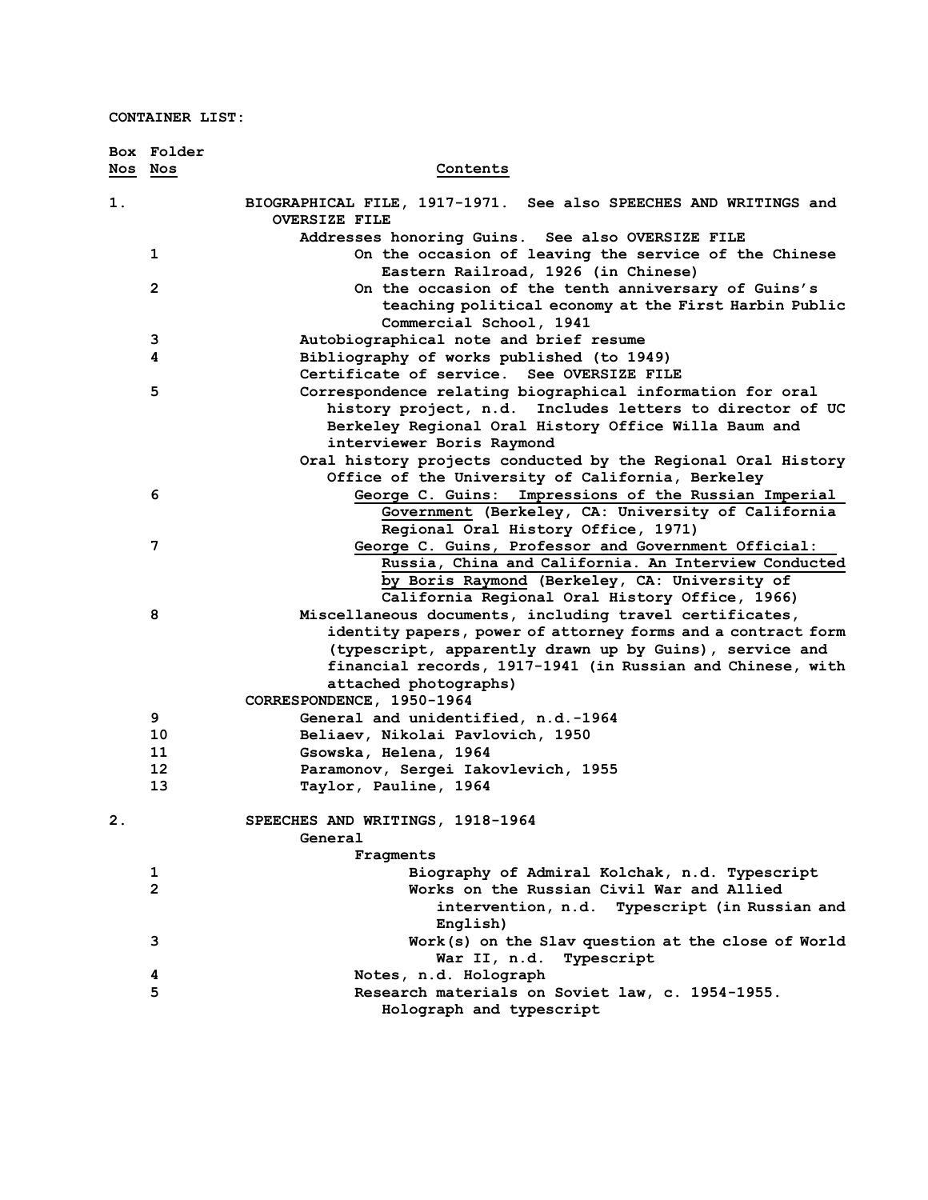CONTAINER LIST:

| Box Nos | Folder Nos | Contents |
|---|---|---|
| 1. | | BIOGRAPHICAL FILE, 1917-1971. See also SPEECHES AND WRITINGS and OVERSIZE FILE |
| | | Addresses honoring Guins. See also OVERSIZE FILE |
| | 1 | On the occasion of leaving the service of the Chinese Eastern Railroad, 1926 (in Chinese) |
| | 2 | On the occasion of the tenth anniversary of Guins's teaching political economy at the First Harbin Public Commercial School, 1941 |
| | 3 | Autobiographical note and brief resume |
| | 4 | Bibliography of works published (to 1949) |
| | | Certificate of service. See OVERSIZE FILE |
| | 5 | Correspondence relating biographical information for oral history project, n.d. Includes letters to director of UC Berkeley Regional Oral History Office Willa Baum and interviewer Boris Raymond |
| | | Oral history projects conducted by the Regional Oral History Office of the University of California, Berkeley |
| | 6 | <u>George C. Guins: Impressions of the Russian Imperial Government</u> (Berkeley, CA: University of California Regional Oral History Office, 1971) |
| | 7 | <u>George C. Guins, Professor and Government Official: Russia, China and California. An Interview Conducted by Boris Raymond</u> (Berkeley, CA: University of California Regional Oral History Office, 1966) |
| | 8 | Miscellaneous documents, including travel certificates, identity papers, power of attorney forms and a contract form (typescript, apparently drawn up by Guins), service and financial records, 1917-1941 (in Russian and Chinese, with attached photographs) |
| | | CORRESPONDENCE, 1950-1964 |
| | 9 | General and unidentified, n.d.-1964 |
| | 10 | Beliaev, Nikolai Pavlovich, 1950 |
| | 11 | Gsowska, Helena, 1964 |
| | 12 | Paramonov, Sergei Iakovlevich, 1955 |
| | 13 | Taylor, Pauline, 1964 |
| 2. | | SPEECHES AND WRITINGS, 1918-1964 |
| | | General |
| | | Fragments |
| | 1 | Biography of Admiral Kolchak, n.d. Typescript |
| | 2 | Works on the Russian Civil War and Allied intervention, n.d. Typescript (in Russian and English) |
| | 3 | Work(s) on the Slav question at the close of World War II, n.d. Typescript |
| | 4 | Notes, n.d. Holograph |
| | 5 | Research materials on Soviet law, c. 1954-1955. Holograph and typescript |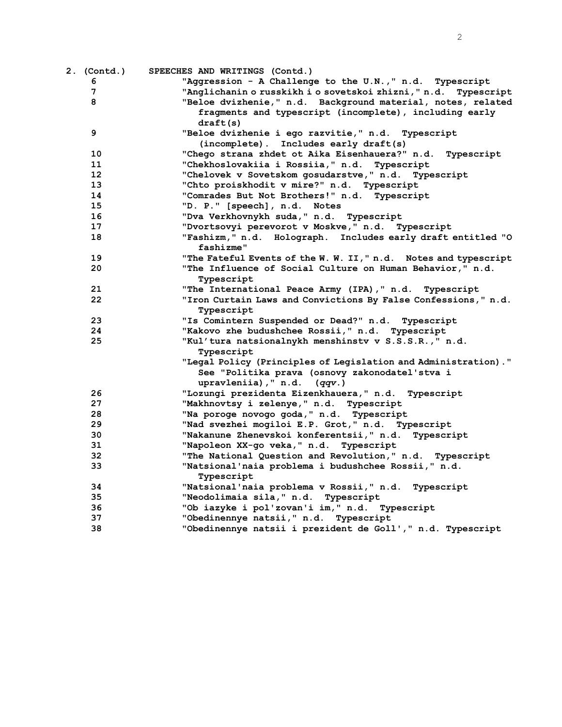**2. (Contd.) SPEECHES AND WRITINGS (Contd.)**

| | |
|---|---|
| 6 | "Aggression - A Challenge to the U.N.," n.d. Typescript |
| 7 | "Anglichanin o russkikh i o sovetskoi zhizni," n.d. Typescript |
| 8 | "Beloe dvizhenie," n.d. Background material, notes, related fragments and typescript (incomplete), including early draft(s) |
| 9 | "Beloe dvizhenie i ego razvitie," n.d. Typescript (incomplete). Includes early draft(s) |
| 10 | "Chego strana zhdet ot Aika Eisenhauera?" n.d. Typescript |
| 11 | "Chekhoslovakiia i Rossiia," n.d. Typescript |
| 12 | "Chelovek v Sovetskom gosudarstve," n.d. Typescript |
| 13 | "Chto proiskhodit v mire?" n.d. Typescript |
| 14 | "Comrades But Not Brothers!" n.d. Typescript |
| 15 | "D. P." [speech], n.d. Notes |
| 16 | "Dva Verkhovnykh suda," n.d. Typescript |
| 17 | "Dvortsovyi perevorot v Moskve," n.d. Typescript |
| 18 | "Fashizm," n.d. Holograph. Includes early draft entitled "O fashizme" |
| 19 | "The Fateful Events of the W. W. II," n.d. Notes and typescript |
| 20 | "The Influence of Social Culture on Human Behavior," n.d. Typescript |
| 21 | "The International Peace Army (IPA)," n.d. Typescript |
| 22 | "Iron Curtain Laws and Convictions By False Confessions," n.d. Typescript |
| 23 | "Is Comintern Suspended or Dead?" n.d. Typescript |
| 24 | "Kakovo zhe budushchee Rossii," n.d. Typescript |
| 25 | "Kul'tura natsionalnykh menshinstv v S.S.S.R.," n.d. Typescript |
| | "Legal Policy (Principles of Legislation and Administration)." See "Politika prava (osnovy zakonodatel'stva i upravleniia)," n.d. (*qqv*.) |
| 26 | "Lozungi prezidenta Eizenkhauera," n.d. Typescript |
| 27 | "Makhnovtsy i zelenye," n.d. Typescript |
| 28 | "Na poroge novogo goda," n.d. Typescript |
| 29 | "Nad svezhei mogiloi E.P. Grot," n.d. Typescript |
| 30 | "Nakanune Zhenevskoi konferentsii," n.d. Typescript |
| 31 | "Napoleon XX-go veka," n.d. Typescript |
| 32 | "The National Question and Revolution," n.d. Typescript |
| 33 | "Natsional'naia problema i budushchee Rossii," n.d. Typescript |
| 34 | "Natsional'naia problema v Rossii," n.d. Typescript |
| 35 | "Neodolimaia sila," n.d. Typescript |
| 36 | "Ob iazyke i pol'zovan'i im," n.d. Typescript |
| 37 | "Obedinennye natsii," n.d. Typescript |
| 38 | "Obedinennye natsii i prezident de Goll'," n.d. Typescript |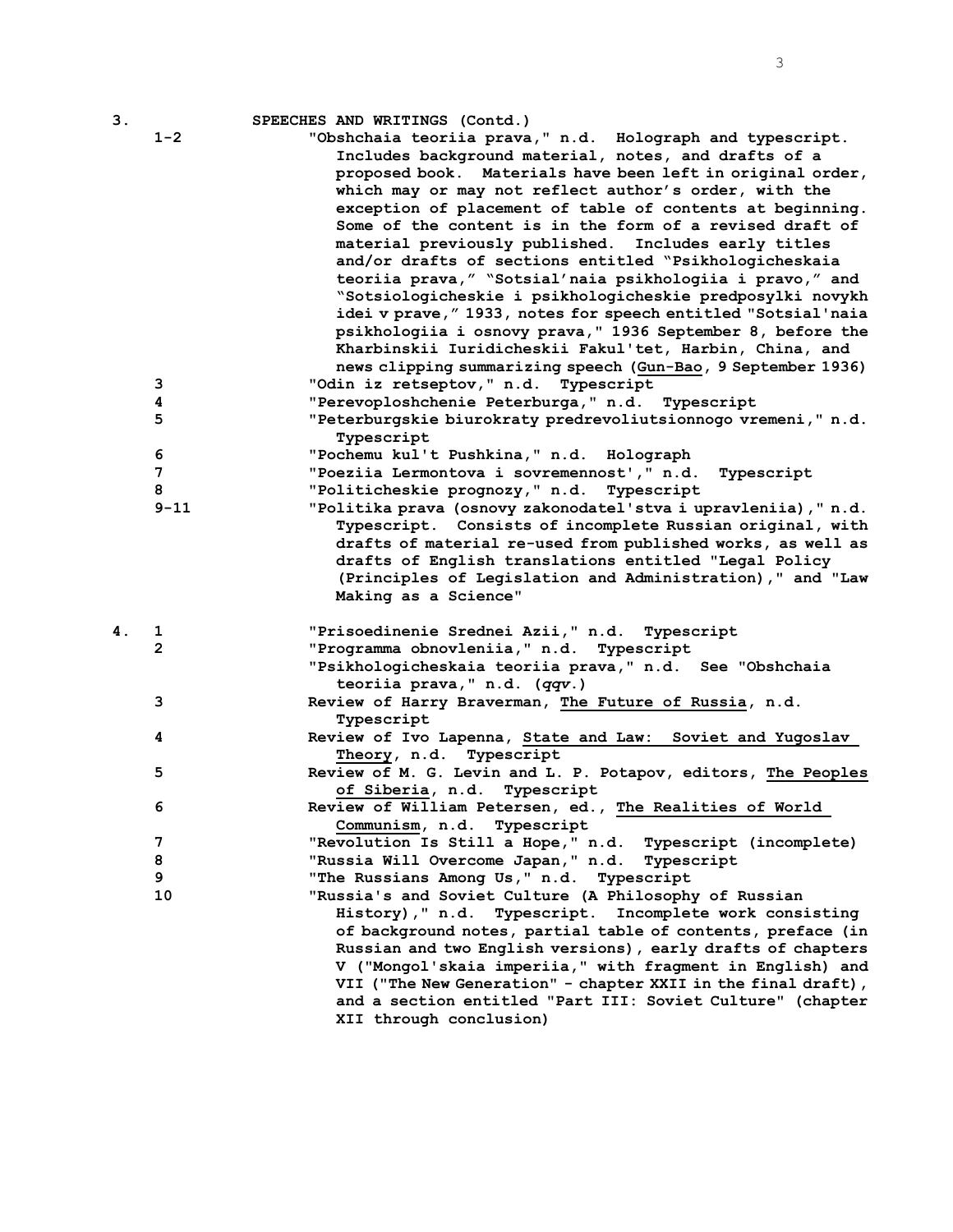| Box | Folder | |
|---|---|---|
| 3. | | SPEECHES AND WRITINGS (Contd.) |
| | 1-2 | "Obshchaia teoriia prava," n.d. Holograph and typescript. Includes background material, notes, and drafts of a proposed book. Materials have been left in original order, which may or may not reflect author's order, with the exception of placement of table of contents at beginning. Some of the content is in the form of a revised draft of material previously published. Includes early titles and/or drafts of sections entitled "Psikhologicheskaia teoriia prava," "Sotsial'naia psikhologiia i pravo," and "Sotsiologicheskie i psikhologicheskie predposylki novykh idei v prave," 1933, notes for speech entitled "Sotsial'naia psikhologiia i osnovy prava," 1936 September 8, before the Kharbinskii Iuridicheskii Fakul'tet, Harbin, China, and news clipping summarizing speech (<u>Gun-Bao</u>, 9 September 1936) |
| | 3 | "Odin iz retseptov," n.d. Typescript |
| | 4 | "Perevoploshchenie Peterburga," n.d. Typescript |
| | 5 | "Peterburgskie biurokraty predrevoliutsionnogo vremeni," n.d. Typescript |
| | 6 | "Pochemu kul't Pushkina," n.d. Holograph |
| | 7 | "Poeziia Lermontova i sovremennost'," n.d. Typescript |
| | 8 | "Politicheskie prognozy," n.d. Typescript |
| | 9-11 | "Politika prava (osnovy zakonodatel'stva i upravleniia)," n.d. Typescript. Consists of incomplete Russian original, with drafts of material re-used from published works, as well as drafts of English translations entitled "Legal Policy (Principles of Legislation and Administration)," and "Law Making as a Science" |
| 4. | 1 | "Prisoedinenie Srednei Azii," n.d. Typescript |
| | 2 | "Programma obnovleniia," n.d. Typescript |
| | | "Psikhologicheskaia teoriia prava," n.d. See "Obshchaia teoriia prava," n.d. (*qqv.*) |
| | 3 | Review of Harry Braverman, <u>The Future of Russia</u>, n.d. Typescript |
| | 4 | Review of Ivo Lapenna, <u>State and Law: Soviet and Yugoslav Theory</u>, n.d. Typescript |
| | 5 | Review of M. G. Levin and L. P. Potapov, editors, <u>The Peoples of Siberia</u>, n.d. Typescript |
| | 6 | Review of William Petersen, ed., <u>The Realities of World Communism</u>, n.d. Typescript |
| | 7 | "Revolution Is Still a Hope," n.d. Typescript (incomplete) |
| | 8 | "Russia Will Overcome Japan," n.d. Typescript |
| | 9 | "The Russians Among Us," n.d. Typescript |
| | 10 | "Russia's and Soviet Culture (A Philosophy of Russian History)," n.d. Typescript. Incomplete work consisting of background notes, partial table of contents, preface (in Russian and two English versions), early drafts of chapters V ("Mongol'skaia imperiia," with fragment in English) and VII ("The New Generation" - chapter XXII in the final draft), and a section entitled "Part III: Soviet Culture" (chapter XII through conclusion) |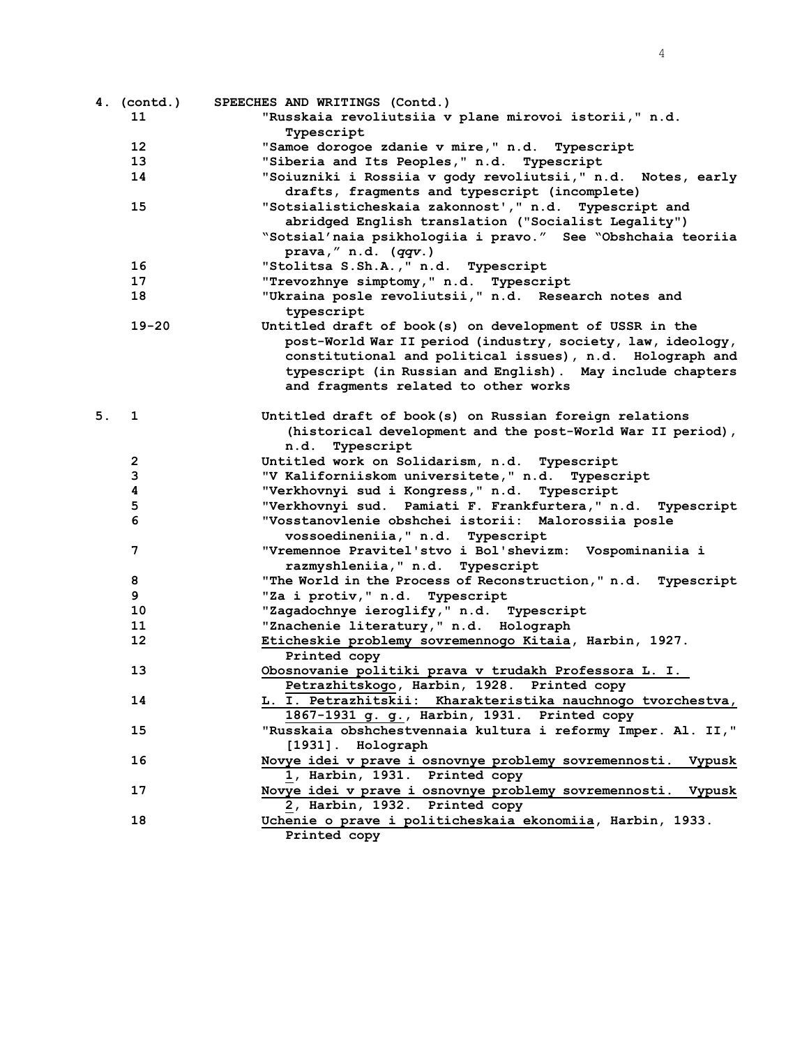| Box | Folder | SPEECHES AND WRITINGS (Contd.) |
|---|---|---|
| 4. (contd.) | | |
| | 11 | "Russkaia revoliutsiia v plane mirovoi istorii," n.d. Typescript |
| | 12 | "Samoe dorogoe zdanie v mire," n.d. Typescript |
| | 13 | "Siberia and Its Peoples," n.d. Typescript |
| | 14 | "Soiuzniki i Rossiia v gody revoliutsii," n.d. Notes, early drafts, fragments and typescript (incomplete) |
| | 15 | "Sotsialisticheskaia zakonnost'," n.d. Typescript and abridged English translation ("Socialist Legality") |
| | | "Sotsial'naia psikhologiia i pravo." See "Obshchaia teoriia prava," n.d. (*qqv.*) |
| | 16 | "Stolitsa S.Sh.A.," n.d. Typescript |
| | 17 | "Trevozhnye simptomy," n.d. Typescript |
| | 18 | "Ukraina posle revoliutsii," n.d. Research notes and typescript |
| | 19-20 | Untitled draft of book(s) on development of USSR in the post-World War II period (industry, society, law, ideology, constitutional and political issues), n.d. Holograph and typescript (in Russian and English). May include chapters and fragments related to other works |
| 5. | 1 | Untitled draft of book(s) on Russian foreign relations (historical development and the post-World War II period), n.d. Typescript |
| | 2 | Untitled work on Solidarism, n.d. Typescript |
| | 3 | "V Kaliforniiskom universitete," n.d. Typescript |
| | 4 | "Verkhovnyi sud i Kongress," n.d. Typescript |
| | 5 | "Verkhovnyi sud. Pamiati F. Frankfurtera," n.d. Typescript |
| | 6 | "Vosstanovlenie obshchei istorii: Malorossiia posle vossoedineniia," n.d. Typescript |
| | 7 | "Vremennoe Pravitel'stvo i Bol'shevizm: Vospominaniia i razmyshleniia," n.d. Typescript |
| | 8 | "The World in the Process of Reconstruction," n.d. Typescript |
| | 9 | "Za i protiv," n.d. Typescript |
| | 10 | "Zagadochnye ieroglify," n.d. Typescript |
| | 11 | "Znachenie literatury," n.d. Holograph |
| | 12 | <u>Eticheskie problemy sovremennogo Kitaia</u>, Harbin, 1927. Printed copy |
| | 13 | <u>Obosnovanie politiki prava v trudakh Professora L. I. Petrazhitskogo</u>, Harbin, 1928. Printed copy |
| | 14 | <u>L. I. Petrazhitskii: Kharakteristika nauchnogo tvorchestva, 1867-1931 g. g.</u>, Harbin, 1931. Printed copy |
| | 15 | "Russkaia obshchestvennaia kultura i reformy Imper. Al. II," [1931]. Holograph |
| | 16 | <u>Novye idei v prave i osnovnye problemy sovremennosti. Vypusk 1</u>, Harbin, 1931. Printed copy |
| | 17 | <u>Novye idei v prave i osnovnye problemy sovremennosti. Vypusk 2</u>, Harbin, 1932. Printed copy |
| | 18 | <u>Uchenie o prave i politicheskaia ekonomiia</u>, Harbin, 1933. Printed copy |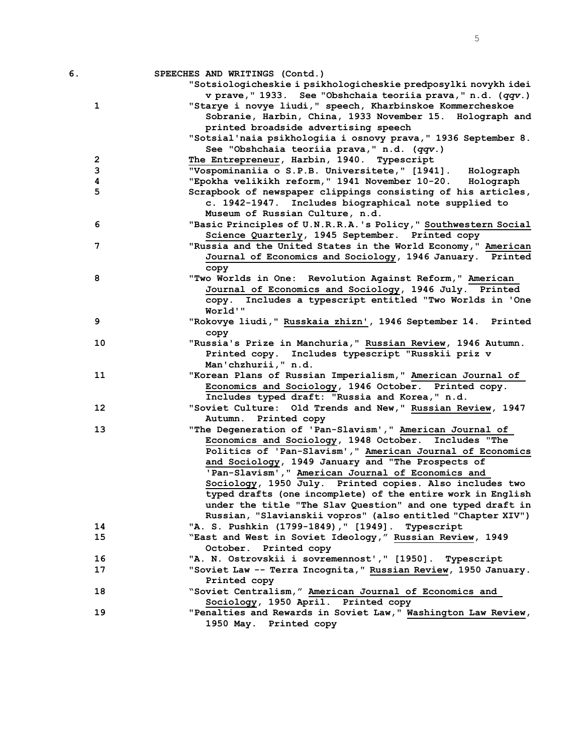6. SPEECHES AND WRITINGS (Contd.)

| | |
|---|---|
| | "Sotsiologicheskie i psikhologicheskie predposylki novykh idei v prave," 1933. See "Obshchaia teoriia prava," n.d. (*qqv*.) |
| 1 | "Starye i novye liudi," speech, Kharbinskoe Kommercheskoe Sobranie, Harbin, China, 1933 November 15. Holograph and printed broadside advertising speech |
| | "Sotsial'naia psikhologiia i osnovy prava," 1936 September 8. See "Obshchaia teoriia prava," n.d. (*qqv*.) |
| 2 | The Entrepreneur, Harbin, 1940. Typescript |
| 3 | "Vospominaniia o S.P.B. Universitete," [1941]. Holograph |
| 4 | "Epokha velikikh reform," 1941 November 10-20. Holograph |
| 5 | Scrapbook of newspaper clippings consisting of his articles, c. 1942-1947. Includes biographical note supplied to Museum of Russian Culture, n.d. |
| 6 | "Basic Principles of U.N.R.R.A.'s Policy," Southwestern Social Science Quarterly, 1945 September. Printed copy |
| 7 | "Russia and the United States in the World Economy," American Journal of Economics and Sociology, 1946 January. Printed copy |
| 8 | "Two Worlds in One: Revolution Against Reform," American Journal of Economics and Sociology, 1946 July. Printed copy. Includes a typescript entitled "Two Worlds in 'One World'" |
| 9 | "Rokovye liudi," Russkaia zhizn', 1946 September 14. Printed copy |
| 10 | "Russia's Prize in Manchuria," Russian Review, 1946 Autumn. Printed copy. Includes typescript "Russkii priz v Man'chzhurii," n.d. |
| 11 | "Korean Plans of Russian Imperialism," American Journal of Economics and Sociology, 1946 October. Printed copy. Includes typed draft: "Russia and Korea," n.d. |
| 12 | "Soviet Culture: Old Trends and New," Russian Review, 1947 Autumn. Printed copy |
| 13 | "The Degeneration of 'Pan-Slavism'," American Journal of Economics and Sociology, 1948 October. Includes "The Politics of 'Pan-Slavism'," American Journal of Economics and Sociology, 1949 January and "The Prospects of 'Pan-Slavism'," American Journal of Economics and Sociology, 1950 July. Printed copies. Also includes two typed drafts (one incomplete) of the entire work in English under the title "The Slav Question" and one typed draft in Russian, "Slavianskii vopros" (also entitled "Chapter XIV") |
| 14 | "A. S. Pushkin (1799-1849)," [1949]. Typescript |
| 15 | "East and West in Soviet Ideology," Russian Review, 1949 October. Printed copy |
| 16 | "A. N. Ostrovskii i sovremennost'," [1950]. Typescript |
| 17 | "Soviet Law -- Terra Incognita," Russian Review, 1950 January. Printed copy |
| 18 | "Soviet Centralism," American Journal of Economics and Sociology, 1950 April. Printed copy |
| 19 | "Penalties and Rewards in Soviet Law," Washington Law Review, 1950 May. Printed copy |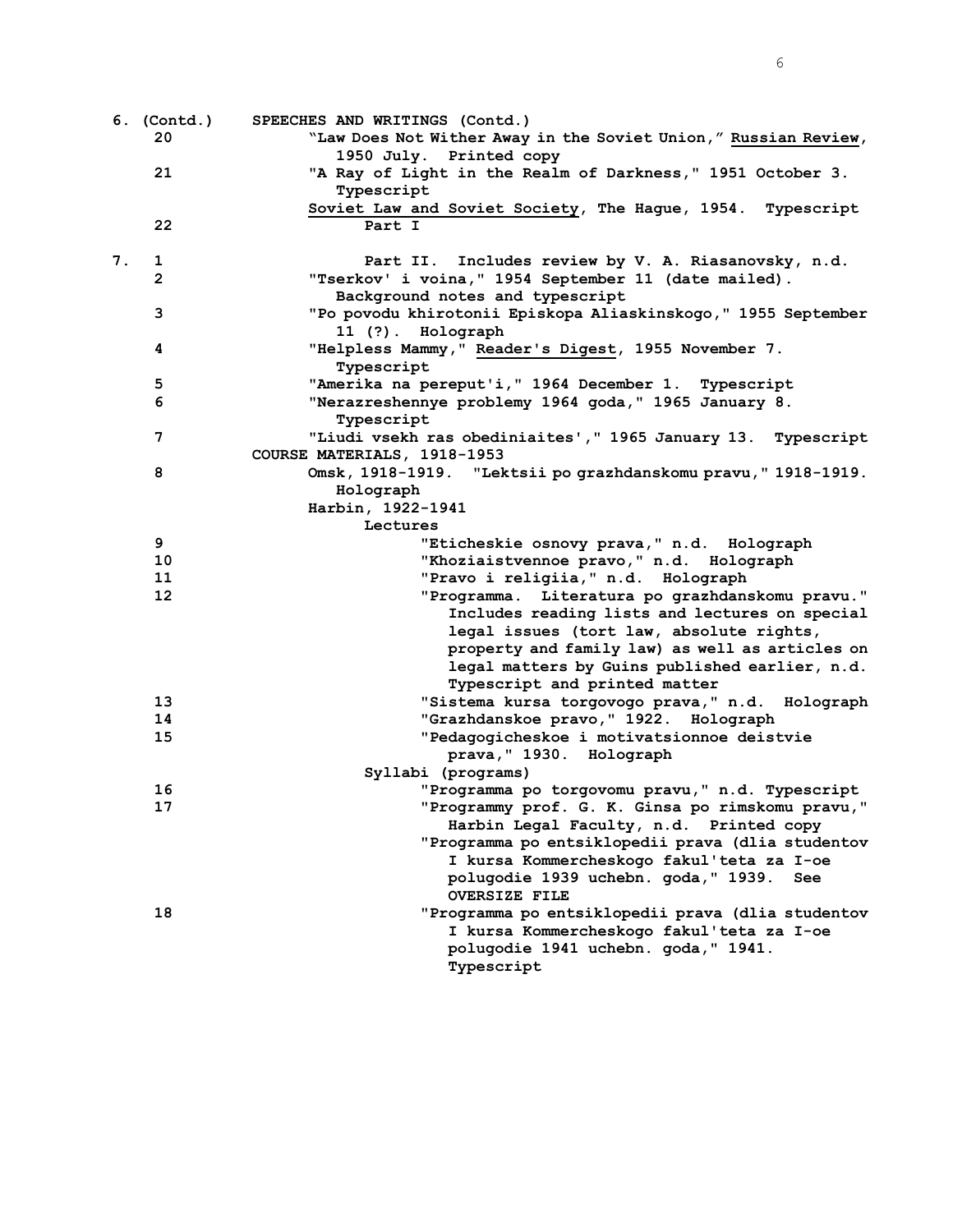| Box | Folder | Contents |
|---|---|---|
| 6. (Contd.) | | SPEECHES AND WRITINGS (Contd.) |
| | 20 | "Law Does Not Wither Away in the Soviet Union," Russian Review, 1950 July. Printed copy |
| | 21 | "A Ray of Light in the Realm of Darkness," 1951 October 3. Typescript |
| | | Soviet Law and Soviet Society, The Hague, 1954. Typescript |
| | 22 | Part I |
| 7. | 1 | Part II. Includes review by V. A. Riasanovsky, n.d. |
| | 2 | "Tserkov' i voina," 1954 September 11 (date mailed). Background notes and typescript |
| | 3 | "Po povodu khirotonii Episkopa Aliaskinskogo," 1955 September 11 (?). Holograph |
| | 4 | "Helpless Mammy," Reader's Digest, 1955 November 7. Typescript |
| | 5 | "Amerika na pereput'i," 1964 December 1. Typescript |
| | 6 | "Nerazreshennye problemy 1964 goda," 1965 January 8. Typescript |
| | 7 | "Liudi vsekh ras obediniaites'," 1965 January 13. Typescript |
| | | COURSE MATERIALS, 1918-1953 |
| | 8 | Omsk, 1918-1919. "Lektsii po grazhdanskomu pravu," 1918-1919. Holograph |
| | | Harbin, 1922-1941 |
| | | Lectures |
| | 9 | "Eticheskie osnovy prava," n.d. Holograph |
| | 10 | "Khoziaistvennoe pravo," n.d. Holograph |
| | 11 | "Pravo i religiia," n.d. Holograph |
| | 12 | "Programma. Literatura po grazhdanskomu pravu." Includes reading lists and lectures on special legal issues (tort law, absolute rights, property and family law) as well as articles on legal matters by Guins published earlier, n.d. Typescript and printed matter |
| | 13 | "Sistema kursa torgovogo prava," n.d. Holograph |
| | 14 | "Grazhdanskoe pravo," 1922. Holograph |
| | 15 | "Pedagogicheskoe i motivatsionnoe deistvie prava," 1930. Holograph |
| | | Syllabi (programs) |
| | 16 | "Programma po torgovomu pravu," n.d. Typescript |
| | 17 | "Programmy prof. G. K. Ginsa po rimskomu pravu," Harbin Legal Faculty, n.d. Printed copy |
| | | "Programma po entsiklopedii prava (dlia studentov I kursa Kommercheskogo fakul'teta za I-oe polugodie 1939 uchebn. goda," 1939. See OVERSIZE FILE |
| | 18 | "Programma po entsiklopedii prava (dlia studentov I kursa Kommercheskogo fakul'teta za I-oe polugodie 1941 uchebn. goda," 1941. Typescript |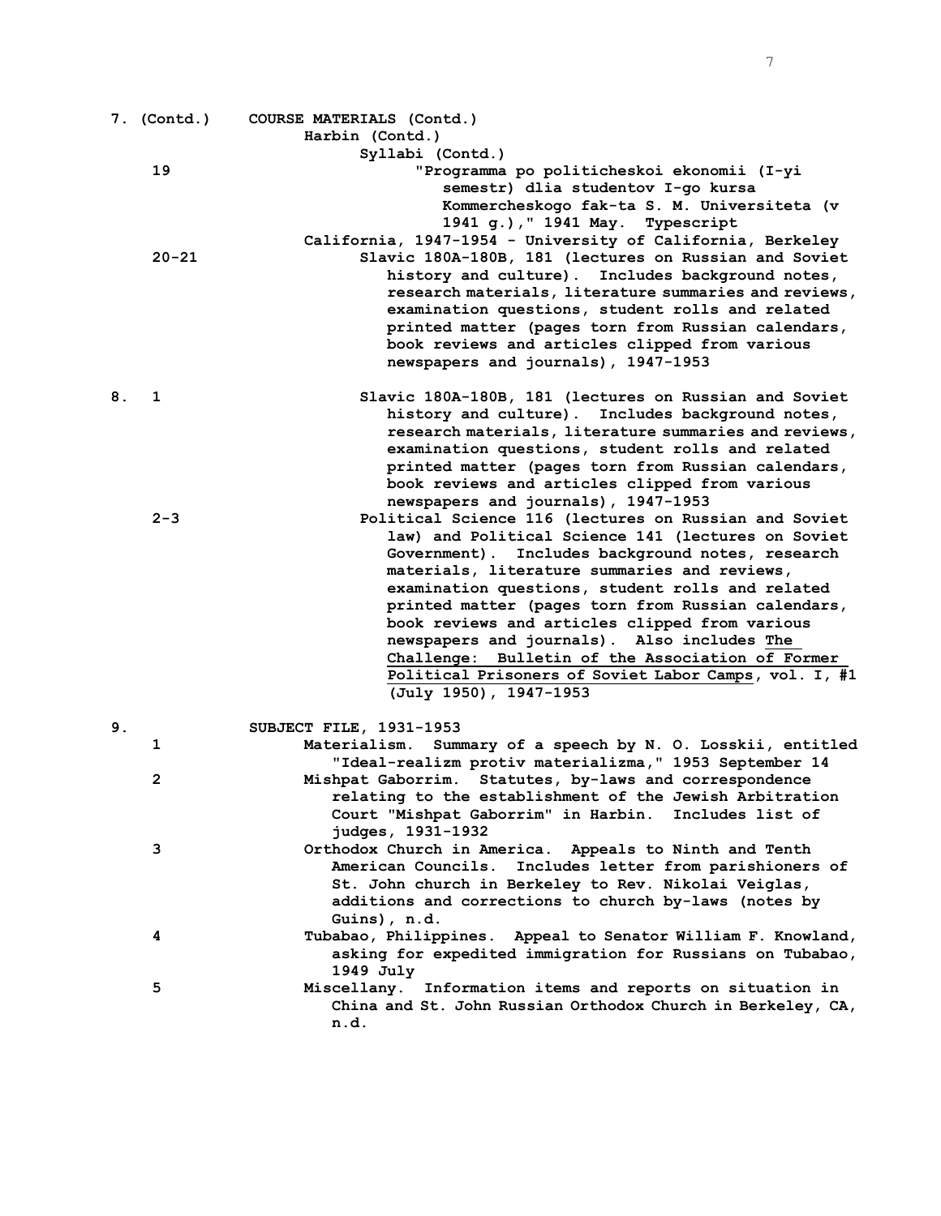7. (Contd.) COURSE MATERIALS (Contd.)

Harbin (Contd.)

Syllabi (Contd.)

19 "Programma po politicheskoi ekonomii (I-yi semestr) dlia studentov I-go kursa Kommercheskogo fak-ta S. M. Universiteta (v 1941 g.)," 1941 May. Typescript

California, 1947-1954 - University of California, Berkeley

20-21 Slavic 180A-180B, 181 (lectures on Russian and Soviet history and culture). Includes background notes, research materials, literature summaries and reviews, examination questions, student rolls and related printed matter (pages torn from Russian calendars, book reviews and articles clipped from various newspapers and journals), 1947-1953

8. 1 Slavic 180A-180B, 181 (lectures on Russian and Soviet history and culture). Includes background notes, research materials, literature summaries and reviews, examination questions, student rolls and related printed matter (pages torn from Russian calendars, book reviews and articles clipped from various newspapers and journals), 1947-1953

2-3 Political Science 116 (lectures on Russian and Soviet law) and Political Science 141 (lectures on Soviet Government). Includes background notes, research materials, literature summaries and reviews, examination questions, student rolls and related printed matter (pages torn from Russian calendars, book reviews and articles clipped from various newspapers and journals). Also includes The Challenge: Bulletin of the Association of Former Political Prisoners of Soviet Labor Camps, vol. I, #1 (July 1950), 1947-1953

9. SUBJECT FILE, 1931-1953

1 Materialism. Summary of a speech by N. O. Losskii, entitled "Ideal-realizm protiv materializma," 1953 September 14

2 Mishpat Gaborrim. Statutes, by-laws and correspondence relating to the establishment of the Jewish Arbitration Court "Mishpat Gaborrim" in Harbin. Includes list of judges, 1931-1932

3 Orthodox Church in America. Appeals to Ninth and Tenth American Councils. Includes letter from parishioners of St. John church in Berkeley to Rev. Nikolai Veiglas, additions and corrections to church by-laws (notes by Guins), n.d.

4 Tubabao, Philippines. Appeal to Senator William F. Knowland, asking for expedited immigration for Russians on Tubabao, 1949 July

5 Miscellany. Information items and reports on situation in China and St. John Russian Orthodox Church in Berkeley, CA, n.d.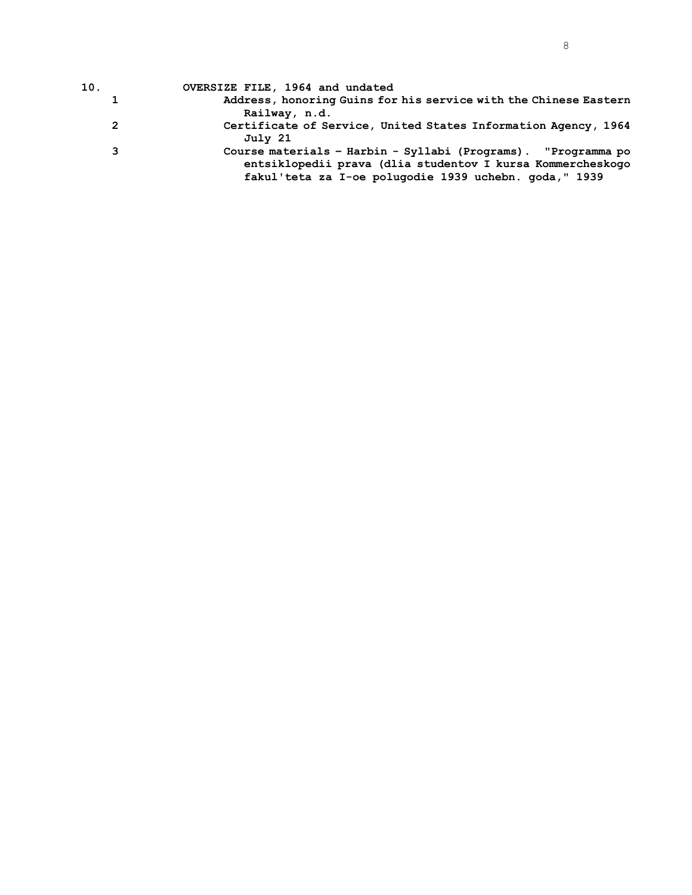**10. OVERSIZE FILE, 1964 and undated**

1. **Address, honoring Guins for his service with the Chinese Eastern Railway, n.d.**
2. **Certificate of Service, United States Information Agency, 1964 July 21**
3. **Course materials – Harbin - Syllabi (Programs). "Programma po entsiklopedii prava (dlia studentov I kursa Kommercheskogo fakul'teta za I-oe polugodie 1939 uchebn. goda," 1939**